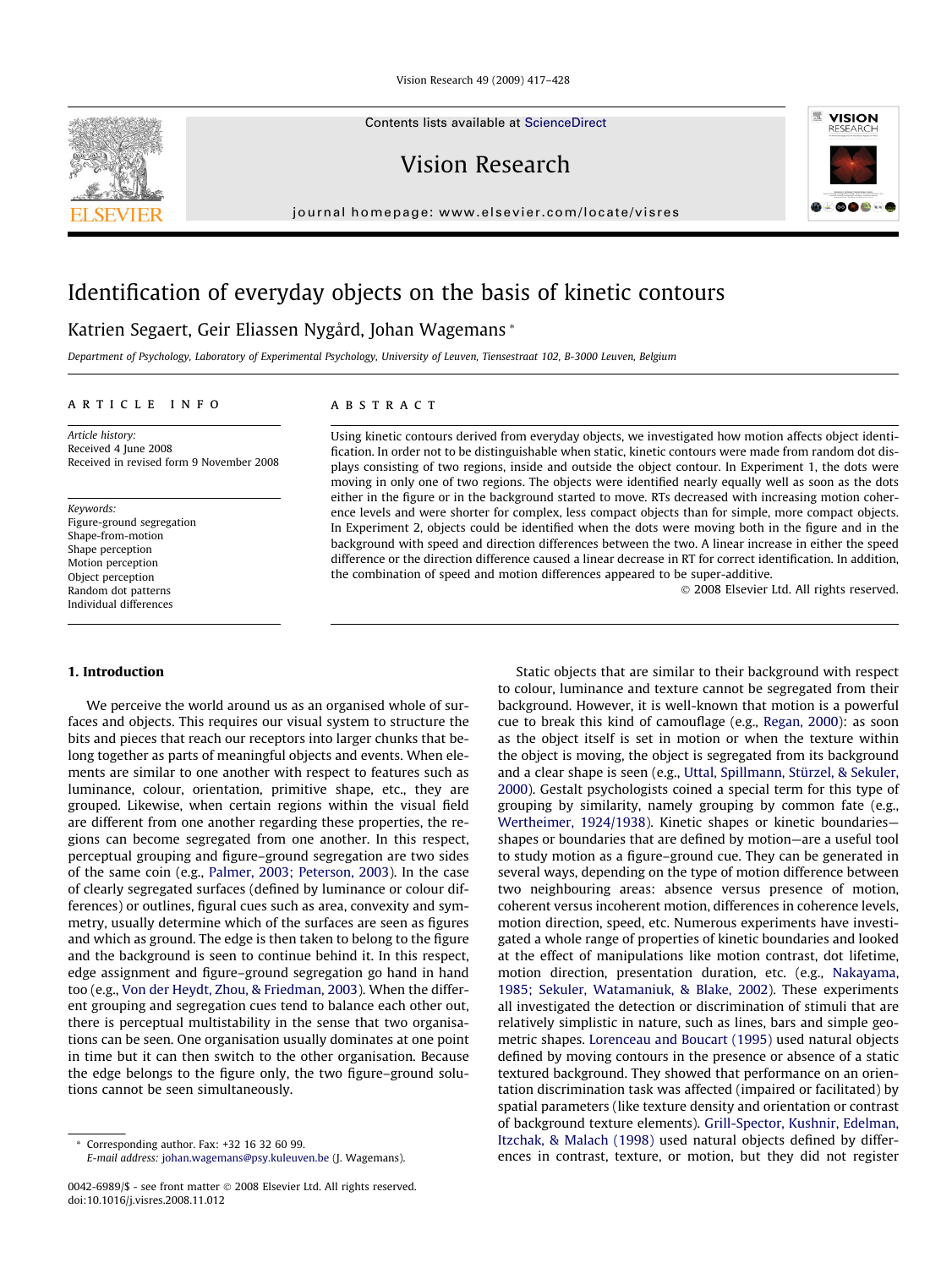# Identification of everyday objects on the basis of kinetic contours

Katrien Segaert, Geir Eliassen Nygård, Johan Wagemans *

*Department of Psychology, Laboratory of Experimental Psychology, University of Leuven, Tiensestraat 102, B-3000 Leuven, Belgium*

## ARTICLE INFO

*Article history:*
Received 4 June 2008
Received in revised form 9 November 2008

*Keywords:*
Figure-ground segregation
Shape-from-motion
Shape perception
Motion perception
Object perception
Random dot patterns
Individual differences

## ABSTRACT

Using kinetic contours derived from everyday objects, we investigated how motion affects object identification. In order not to be distinguishable when static, kinetic contours were made from random dot displays consisting of two regions, inside and outside the object contour. In Experiment 1, the dots were moving in only one of two regions. The objects were identified nearly equally well as soon as the dots either in the figure or in the background started to move. RTs decreased with increasing motion coherence levels and were shorter for complex, less compact objects than for simple, more compact objects. In Experiment 2, objects could be identified when the dots were moving both in the figure and in the background with speed and direction differences between the two. A linear increase in either the speed difference or the direction difference caused a linear decrease in RT for correct identification. In addition, the combination of speed and motion differences appeared to be super-additive.

© 2008 Elsevier Ltd. All rights reserved.

## 1. Introduction

We perceive the world around us as an organised whole of surfaces and objects. This requires our visual system to structure the bits and pieces that reach our receptors into larger chunks that belong together as parts of meaningful objects and events. When elements are similar to one another with respect to features such as luminance, colour, orientation, primitive shape, etc., they are grouped. Likewise, when certain regions within the visual field are different from one another regarding these properties, the regions can become segregated from one another. In this respect, perceptual grouping and figure–ground segregation are two sides of the same coin (e.g., Palmer, 2003; Peterson, 2003). In the case of clearly segregated surfaces (defined by luminance or colour differences) or outlines, figural cues such as area, convexity and symmetry, usually determine which of the surfaces are seen as figures and which as ground. The edge is then taken to belong to the figure and the background is seen to continue behind it. In this respect, edge assignment and figure–ground segregation go hand in hand too (e.g., Von der Heydt, Zhou, & Friedman, 2003). When the different grouping and segregation cues tend to balance each other out, there is perceptual multistability in the sense that two organisations can be seen. One organisation usually dominates at one point in time but it can then switch to the other organisation. Because the edge belongs to the figure only, the two figure–ground solutions cannot be seen simultaneously.

Static objects that are similar to their background with respect to colour, luminance and texture cannot be segregated from their background. However, it is well-known that motion is a powerful cue to break this kind of camouflage (e.g., Regan, 2000): as soon as the object itself is set in motion or when the texture within the object is moving, the object is segregated from its background and a clear shape is seen (e.g., Uttal, Spillmann, Stürzel, & Sekuler, 2000). Gestalt psychologists coined a special term for this type of grouping by similarity, namely grouping by common fate (e.g., Wertheimer, 1924/1938). Kinetic shapes or kinetic boundaries—shapes or boundaries that are defined by motion—are a useful tool to study motion as a figure–ground cue. They can be generated in several ways, depending on the type of motion difference between two neighbouring areas: absence versus presence of motion, coherent versus incoherent motion, differences in coherence levels, motion direction, speed, etc. Numerous experiments have investigated a whole range of properties of kinetic boundaries and looked at the effect of manipulations like motion contrast, dot lifetime, motion direction, presentation duration, etc. (e.g., Nakayama, 1985; Sekuler, Watamaniuk, & Blake, 2002). These experiments all investigated the detection or discrimination of stimuli that are relatively simplistic in nature, such as lines, bars and simple geometric shapes. Lorenceau and Boucart (1995) used natural objects defined by moving contours in the presence or absence of a static textured background. They showed that performance on an orientation discrimination task was affected (impaired or facilitated) by spatial parameters (like texture density and orientation or contrast of background texture elements). Grill-Spector, Kushnir, Edelman, Itzchak, & Malach (1998) used natural objects defined by differences in contrast, texture, or motion, but they did not register

\* Corresponding author. Fax: +32 16 32 60 99.
*E-mail address:* johan.wagemans@psy.kuleuven.be (J. Wagemans).

0042-6989/$ - see front matter © 2008 Elsevier Ltd. All rights reserved.
doi:10.1016/j.visres.2008.11.012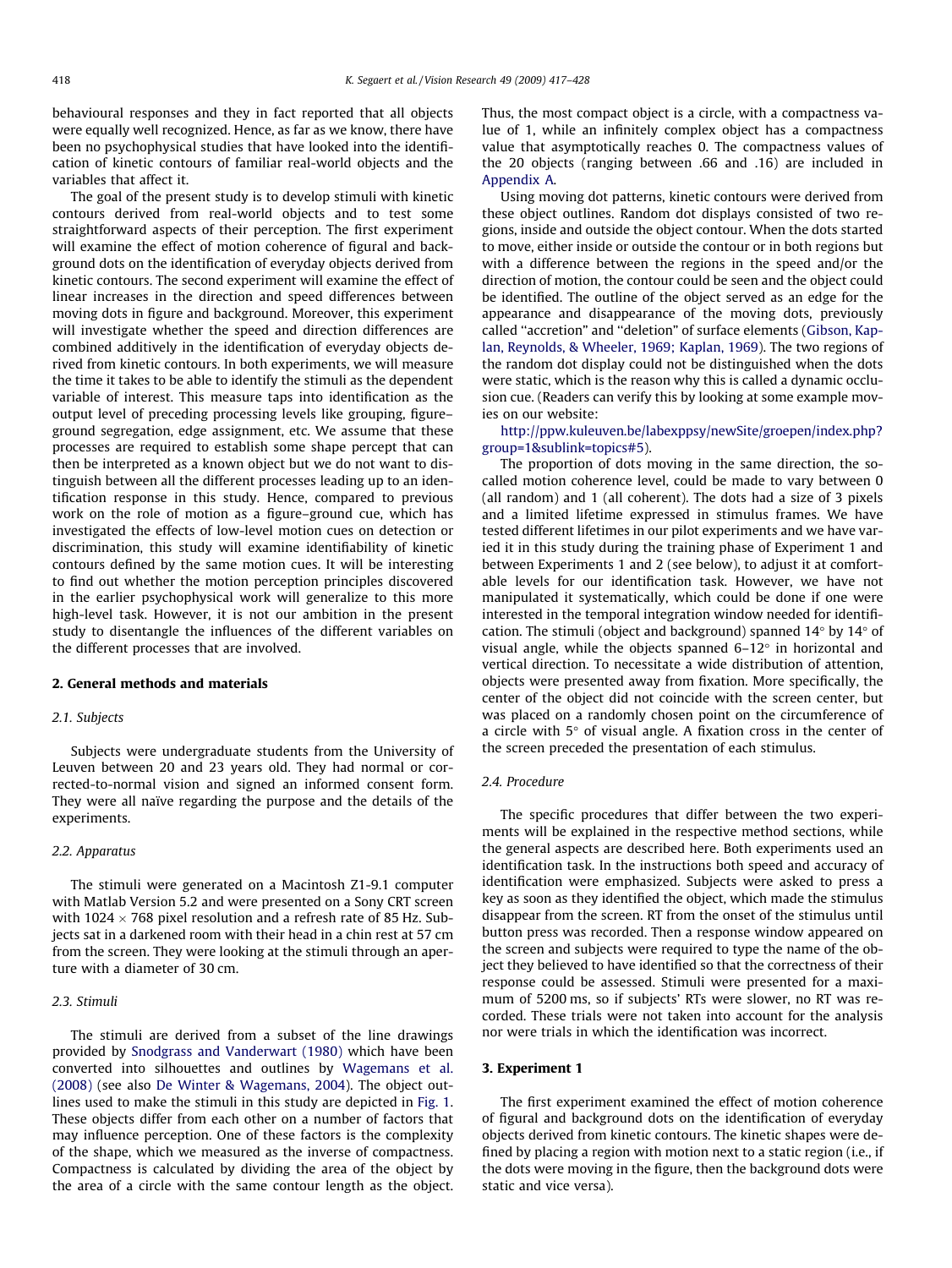behavioural responses and they in fact reported that all objects were equally well recognized. Hence, as far as we know, there have been no psychophysical studies that have looked into the identification of kinetic contours of familiar real-world objects and the variables that affect it.

The goal of the present study is to develop stimuli with kinetic contours derived from real-world objects and to test some straightforward aspects of their perception. The first experiment will examine the effect of motion coherence of figural and background dots on the identification of everyday objects derived from kinetic contours. The second experiment will examine the effect of linear increases in the direction and speed differences between moving dots in figure and background. Moreover, this experiment will investigate whether the speed and direction differences are combined additively in the identification of everyday objects derived from kinetic contours. In both experiments, we will measure the time it takes to be able to identify the stimuli as the dependent variable of interest. This measure taps into identification as the output level of preceding processing levels like grouping, figure–ground segregation, edge assignment, etc. We assume that these processes are required to establish some shape percept that can then be interpreted as a known object but we do not want to distinguish between all the different processes leading up to an identification response in this study. Hence, compared to previous work on the role of motion as a figure–ground cue, which has investigated the effects of low-level motion cues on detection or discrimination, this study will examine identifiability of kinetic contours defined by the same motion cues. It will be interesting to find out whether the motion perception principles discovered in the earlier psychophysical work will generalize to this more high-level task. However, it is not our ambition in the present study to disentangle the influences of the different variables on the different processes that are involved.

## 2. General methods and materials

### 2.1. Subjects

Subjects were undergraduate students from the University of Leuven between 20 and 23 years old. They had normal or corrected-to-normal vision and signed an informed consent form. They were all naïve regarding the purpose and the details of the experiments.

### 2.2. Apparatus

The stimuli were generated on a Macintosh Z1-9.1 computer with Matlab Version 5.2 and were presented on a Sony CRT screen with $1024 \times 768$ pixel resolution and a refresh rate of 85 Hz. Subjects sat in a darkened room with their head in a chin rest at 57 cm from the screen. They were looking at the stimuli through an aperture with a diameter of 30 cm.

### 2.3. Stimuli

The stimuli are derived from a subset of the line drawings provided by Snodgrass and Vanderwart (1980) which have been converted into silhouettes and outlines by Wagemans et al. (2008) (see also De Winter & Wagemans, 2004). The object outlines used to make the stimuli in this study are depicted in Fig. 1. These objects differ from each other on a number of factors that may influence perception. One of these factors is the complexity of the shape, which we measured as the inverse of compactness. Compactness is calculated by dividing the area of the object by the area of a circle with the same contour length as the object. Thus, the most compact object is a circle, with a compactness value of 1, while an infinitely complex object has a compactness value that asymptotically reaches 0. The compactness values of the 20 objects (ranging between .66 and .16) are included in Appendix A.

Using moving dot patterns, kinetic contours were derived from these object outlines. Random dot displays consisted of two regions, inside and outside the object contour. When the dots started to move, either inside or outside the contour or in both regions but with a difference between the regions in the speed and/or the direction of motion, the contour could be seen and the object could be identified. The outline of the object served as an edge for the appearance and disappearance of the moving dots, previously called "accretion" and "deletion" of surface elements (Gibson, Kaplan, Reynolds, & Wheeler, 1969; Kaplan, 1969). The two regions of the random dot display could not be distinguished when the dots were static, which is the reason why this is called a dynamic occlusion cue. (Readers can verify this by looking at some example movies on our website: http://ppw.kuleuven.be/labexppsy/newSite/groepen/index.php?group=1&sublink=topics#5).

The proportion of dots moving in the same direction, the so-called motion coherence level, could be made to vary between 0 (all random) and 1 (all coherent). The dots had a size of 3 pixels and a limited lifetime expressed in stimulus frames. We have tested different lifetimes in our pilot experiments and we have varied it in this study during the training phase of Experiment 1 and between Experiments 1 and 2 (see below), to adjust it at comfortable levels for our identification task. However, we have not manipulated it systematically, which could be done if one were interested in the temporal integration window needed for identification. The stimuli (object and background) spanned 14° by 14° of visual angle, while the objects spanned 6–12° in horizontal and vertical direction. To necessitate a wide distribution of attention, objects were presented away from fixation. More specifically, the center of the object did not coincide with the screen center, but was placed on a randomly chosen point on the circumference of a circle with 5° of visual angle. A fixation cross in the center of the screen preceded the presentation of each stimulus.

### 2.4. Procedure

The specific procedures that differ between the two experiments will be explained in the respective method sections, while the general aspects are described here. Both experiments used an identification task. In the instructions both speed and accuracy of identification were emphasized. Subjects were asked to press a key as soon as they identified the object, which made the stimulus disappear from the screen. RT from the onset of the stimulus until button press was recorded. Then a response window appeared on the screen and subjects were required to type the name of the object they believed to have identified so that the correctness of their response could be assessed. Stimuli were presented for a maximum of 5200 ms, so if subjects' RTs were slower, no RT was recorded. These trials were not taken into account for the analysis nor were trials in which the identification was incorrect.

## 3. Experiment 1

The first experiment examined the effect of motion coherence of figural and background dots on the identification of everyday objects derived from kinetic contours. The kinetic shapes were defined by placing a region with motion next to a static region (i.e., if the dots were moving in the figure, then the background dots were static and vice versa).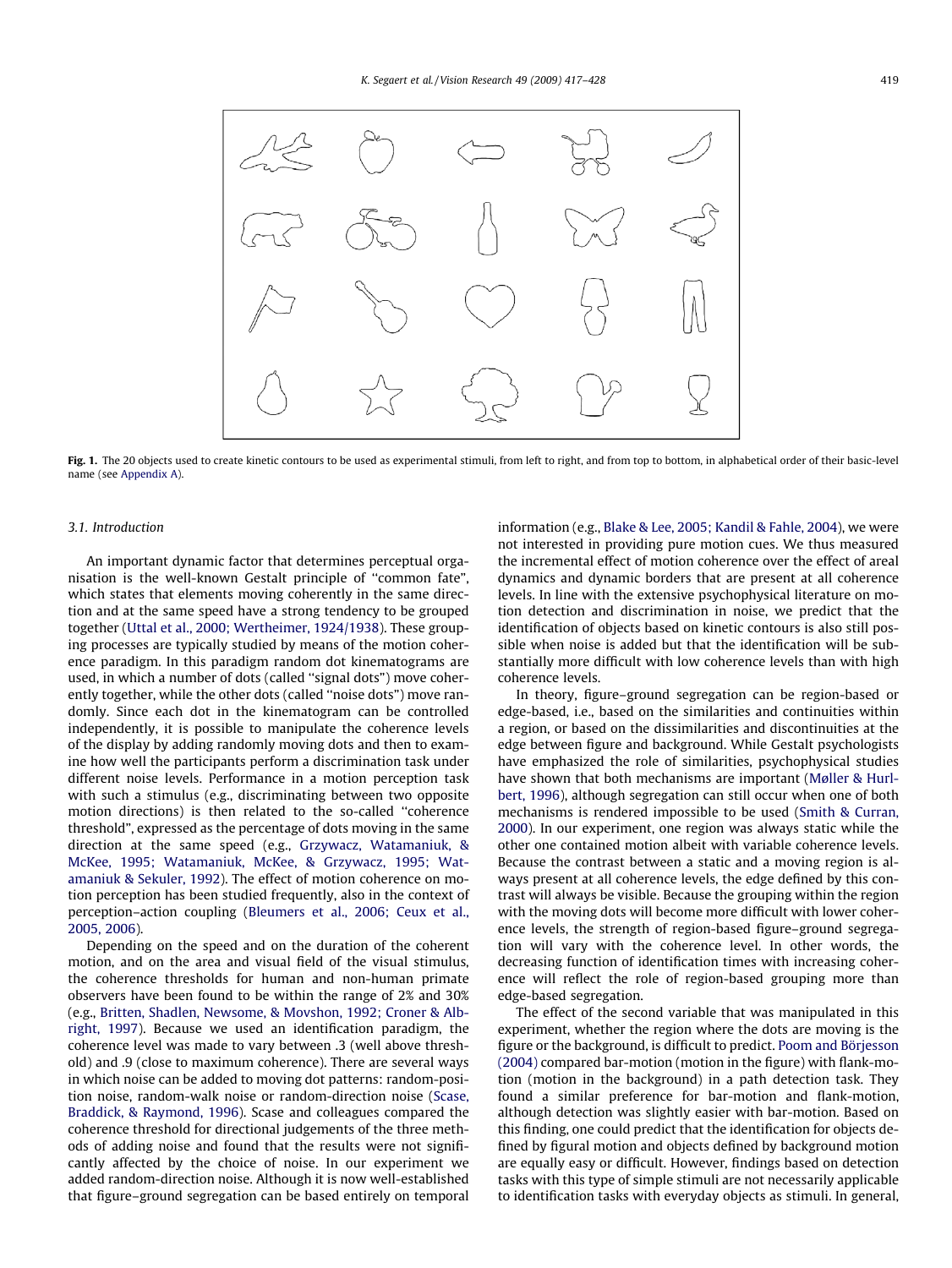**Fig. 1.** The 20 objects used to create kinetic contours to be used as experimental stimuli, from left to right, and from top to bottom, in alphabetical order of their basic-level name (see Appendix A).

### 3.1. Introduction

An important dynamic factor that determines perceptual organisation is the well-known Gestalt principle of ''common fate'', which states that elements moving coherently in the same direction and at the same speed have a strong tendency to be grouped together (Uttal et al., 2000; Wertheimer, 1924/1938). These grouping processes are typically studied by means of the motion coherence paradigm. In this paradigm random dot kinematograms are used, in which a number of dots (called ''signal dots'') move coherently together, while the other dots (called ''noise dots'') move randomly. Since each dot in the kinematogram can be controlled independently, it is possible to manipulate the coherence levels of the display by adding randomly moving dots and then to examine how well the participants perform a discrimination task under different noise levels. Performance in a motion perception task with such a stimulus (e.g., discriminating between two opposite motion directions) is then related to the so-called ''coherence threshold'', expressed as the percentage of dots moving in the same direction at the same speed (e.g., Grzywacz, Watamaniuk, & McKee, 1995; Watamaniuk, McKee, & Grzywacz, 1995; Watamaniuk & Sekuler, 1992). The effect of motion coherence on motion perception has been studied frequently, also in the context of perception–action coupling (Bleumers et al., 2006; Ceux et al., 2005, 2006).

Depending on the speed and on the duration of the coherent motion, and on the area and visual field of the visual stimulus, the coherence thresholds for human and non-human primate observers have been found to be within the range of 2% and 30% (e.g., Britten, Shadlen, Newsome, & Movshon, 1992; Croner & Albright, 1997). Because we used an identification paradigm, the coherence level was made to vary between .3 (well above threshold) and .9 (close to maximum coherence). There are several ways in which noise can be added to moving dot patterns: random-position noise, random-walk noise or random-direction noise (Scase, Braddick, & Raymond, 1996). Scase and colleagues compared the coherence threshold for directional judgements of the three methods of adding noise and found that the results were not significantly affected by the choice of noise. In our experiment we added random-direction noise. Although it is now well-established that figure–ground segregation can be based entirely on temporal information (e.g., Blake & Lee, 2005; Kandil & Fahle, 2004), we were not interested in providing pure motion cues. We thus measured the incremental effect of motion coherence over the effect of areal dynamics and dynamic borders that are present at all coherence levels. In line with the extensive psychophysical literature on motion detection and discrimination in noise, we predict that the identification of objects based on kinetic contours is also still possible when noise is added but that the identification will be substantially more difficult with low coherence levels than with high coherence levels.

In theory, figure–ground segregation can be region-based or edge-based, i.e., based on the similarities and continuities within a region, or based on the dissimilarities and discontinuities at the edge between figure and background. While Gestalt psychologists have emphasized the role of similarities, psychophysical studies have shown that both mechanisms are important (Møller & Hurlbert, 1996), although segregation can still occur when one of both mechanisms is rendered impossible to be used (Smith & Curran, 2000). In our experiment, one region was always static while the other one contained motion albeit with variable coherence levels. Because the contrast between a static and a moving region is always present at all coherence levels, the edge defined by this contrast will always be visible. Because the grouping within the region with the moving dots will become more difficult with lower coherence levels, the strength of region-based figure–ground segregation will vary with the coherence level. In other words, the decreasing function of identification times with increasing coherence will reflect the role of region-based grouping more than edge-based segregation.

The effect of the second variable that was manipulated in this experiment, whether the region where the dots are moving is the figure or the background, is difficult to predict. Poom and Börjesson (2004) compared bar-motion (motion in the figure) with flank-motion (motion in the background) in a path detection task. They found a similar preference for bar-motion and flank-motion, although detection was slightly easier with bar-motion. Based on this finding, one could predict that the identification for objects defined by figural motion and objects defined by background motion are equally easy or difficult. However, findings based on detection tasks with this type of simple stimuli are not necessarily applicable to identification tasks with everyday objects as stimuli. In general,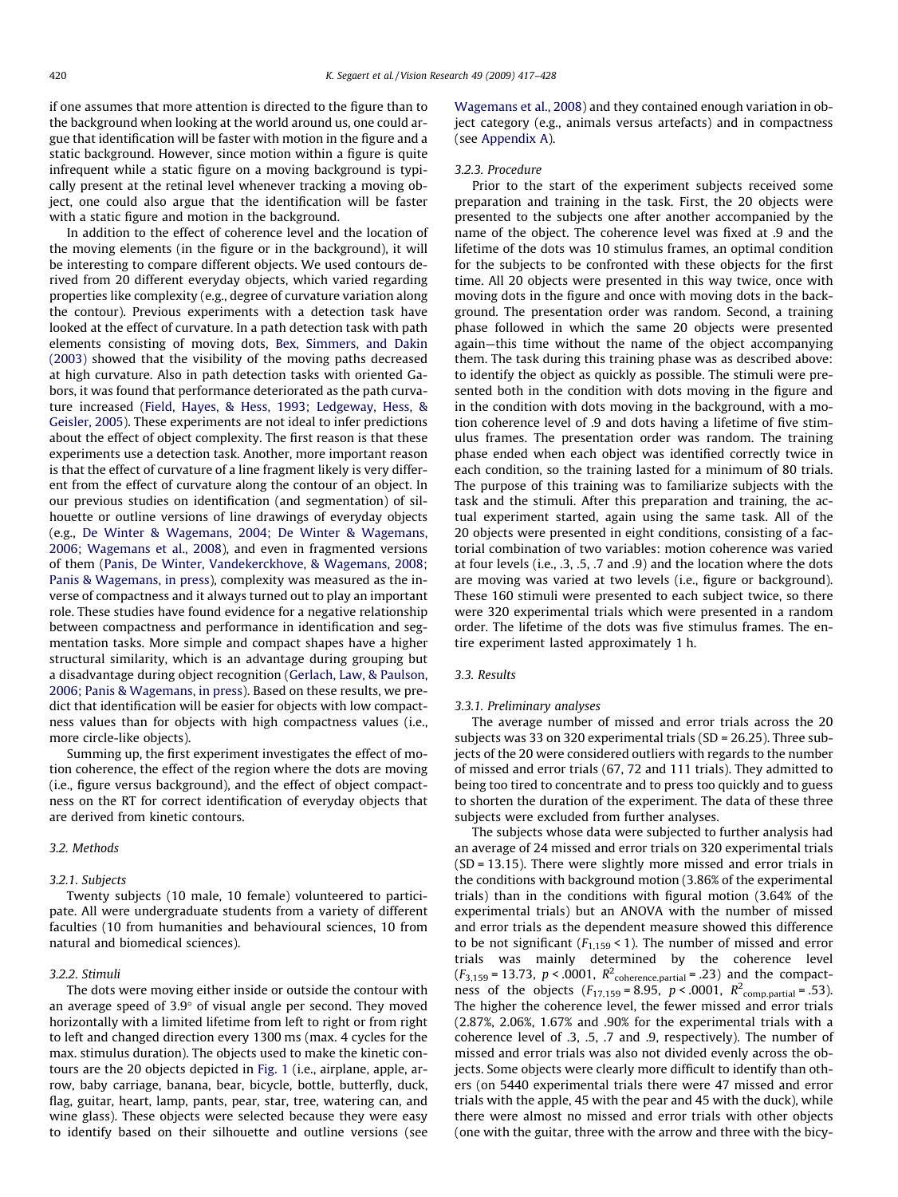if one assumes that more attention is directed to the figure than to the background when looking at the world around us, one could argue that identification will be faster with motion in the figure and a static background. However, since motion within a figure is quite infrequent while a static figure on a moving background is typically present at the retinal level whenever tracking a moving object, one could also argue that the identification will be faster with a static figure and motion in the background.

In addition to the effect of coherence level and the location of the moving elements (in the figure or in the background), it will be interesting to compare different objects. We used contours derived from 20 different everyday objects, which varied regarding properties like complexity (e.g., degree of curvature variation along the contour). Previous experiments with a detection task have looked at the effect of curvature. In a path detection task with path elements consisting of moving dots, Bex, Simmers, and Dakin (2003) showed that the visibility of the moving paths decreased at high curvature. Also in path detection tasks with oriented Gabors, it was found that performance deteriorated as the path curvature increased (Field, Hayes, & Hess, 1993; Ledgeway, Hess, & Geisler, 2005). These experiments are not ideal to infer predictions about the effect of object complexity. The first reason is that these experiments use a detection task. Another, more important reason is that the effect of curvature of a line fragment likely is very different from the effect of curvature along the contour of an object. In our previous studies on identification (and segmentation) of silhouette or outline versions of line drawings of everyday objects (e.g., De Winter & Wagemans, 2004; De Winter & Wagemans, 2006; Wagemans et al., 2008), and even in fragmented versions of them (Panis, De Winter, Vandekerckhove, & Wagemans, 2008; Panis & Wagemans, in press), complexity was measured as the inverse of compactness and it always turned out to play an important role. These studies have found evidence for a negative relationship between compactness and performance in identification and segmentation tasks. More simple and compact shapes have a higher structural similarity, which is an advantage during grouping but a disadvantage during object recognition (Gerlach, Law, & Paulson, 2006; Panis & Wagemans, in press). Based on these results, we predict that identification will be easier for objects with low compactness values than for objects with high compactness values (i.e., more circle-like objects).

Summing up, the first experiment investigates the effect of motion coherence, the effect of the region where the dots are moving (i.e., figure versus background), and the effect of object compactness on the RT for correct identification of everyday objects that are derived from kinetic contours.

### 3.2. Methods

#### 3.2.1. Subjects

Twenty subjects (10 male, 10 female) volunteered to participate. All were undergraduate students from a variety of different faculties (10 from humanities and behavioural sciences, 10 from natural and biomedical sciences).

#### 3.2.2. Stimuli

The dots were moving either inside or outside the contour with an average speed of 3.9° of visual angle per second. They moved horizontally with a limited lifetime from left to right or from right to left and changed direction every 1300 ms (max. 4 cycles for the max. stimulus duration). The objects used to make the kinetic contours are the 20 objects depicted in Fig. 1 (i.e., airplane, apple, arrow, baby carriage, banana, bear, bicycle, bottle, butterfly, duck, flag, guitar, heart, lamp, pants, pear, star, tree, watering can, and wine glass). These objects were selected because they were easy to identify based on their silhouette and outline versions (see Wagemans et al., 2008) and they contained enough variation in object category (e.g., animals versus artefacts) and in compactness (see Appendix A).

#### 3.2.3. Procedure

Prior to the start of the experiment subjects received some preparation and training in the task. First, the 20 objects were presented to the subjects one after another accompanied by the name of the object. The coherence level was fixed at .9 and the lifetime of the dots was 10 stimulus frames, an optimal condition for the subjects to be confronted with these objects for the first time. All 20 objects were presented in this way twice, once with moving dots in the figure and once with moving dots in the background. The presentation order was random. Second, a training phase followed in which the same 20 objects were presented again—this time without the name of the object accompanying them. The task during this training phase was as described above: to identify the object as quickly as possible. The stimuli were presented both in the condition with dots moving in the figure and in the condition with dots moving in the background, with a motion coherence level of .9 and dots having a lifetime of five stimulus frames. The presentation order was random. The training phase ended when each object was identified correctly twice in each condition, so the training lasted for a minimum of 80 trials. The purpose of this training was to familiarize subjects with the task and the stimuli. After this preparation and training, the actual experiment started, again using the same task. All of the 20 objects were presented in eight conditions, consisting of a factorial combination of two variables: motion coherence was varied at four levels (i.e., .3, .5, .7 and .9) and the location where the dots are moving was varied at two levels (i.e., figure or background). These 160 stimuli were presented to each subject twice, so there were 320 experimental trials which were presented in a random order. The lifetime of the dots was five stimulus frames. The entire experiment lasted approximately 1 h.

### 3.3. Results

#### 3.3.1. Preliminary analyses

The average number of missed and error trials across the 20 subjects was 33 on 320 experimental trials (SD = 26.25). Three subjects of the 20 were considered outliers with regards to the number of missed and error trials (67, 72 and 111 trials). They admitted to being too tired to concentrate and to press too quickly and to guess to shorten the duration of the experiment. The data of these three subjects were excluded from further analyses.

The subjects whose data were subjected to further analysis had an average of 24 missed and error trials on 320 experimental trials (SD = 13.15). There were slightly more missed and error trials in the conditions with background motion (3.86% of the experimental trials) than in the conditions with figural motion (3.64% of the experimental trials) but an ANOVA with the number of missed and error trials as the dependent measure showed this difference to be not significant ($F_{1,159} < 1$). The number of missed and error trials was mainly determined by the coherence level ($F_{3,159} = 13.73$, $p < .0001$, $R^2_{\text{coherence.partial}} = .23$) and the compactness of the objects ($F_{17,159} = 8.95$, $p < .0001$, $R^2_{\text{comp.partial}} = .53$). The higher the coherence level, the fewer missed and error trials (2.87%, 2.06%, 1.67% and .90% for the experimental trials with a coherence level of .3, .5, .7 and .9, respectively). The number of missed and error trials was also not divided evenly across the objects. Some objects were clearly more difficult to identify than others (on 5440 experimental trials there were 47 missed and error trials with the apple, 45 with the pear and 45 with the duck), while there were almost no missed and error trials with other objects (one with the guitar, three with the arrow and three with the bicy-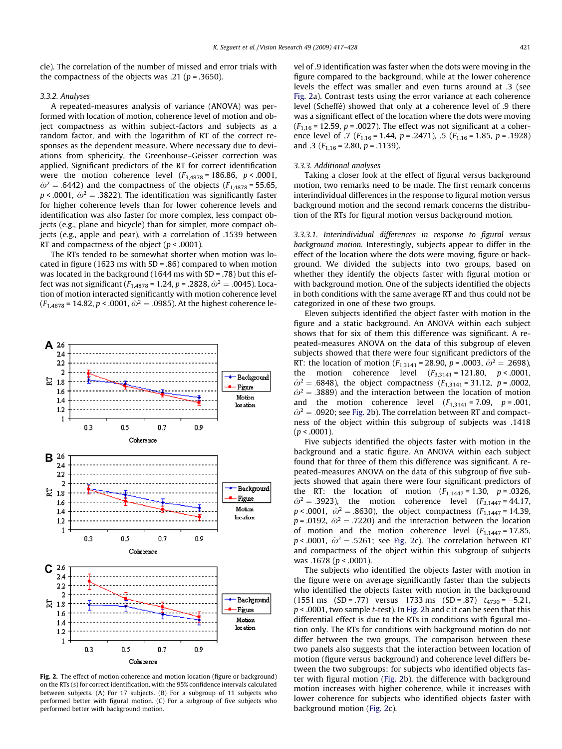cle). The correlation of the number of missed and error trials with the compactness of the objects was .21 ($p = .3650$).

### 3.3.2. Analyses

A repeated-measures analysis of variance (ANOVA) was performed with location of motion, coherence level of motion and object compactness as within subject-factors and subjects as a random factor, and with the logarithm of RT of the correct responses as the dependent measure. Where necessary due to deviations from sphericity, the Greenhouse–Geisser correction was applied. Significant predictors of the RT for correct identification were the motion coherence level ($F_{3,4878} = 186.86$, $p < .0001$, $\hat{\omega}^2 = .6442$) and the compactness of the objects ($F_{1,4878} = 55.65$, $p < .0001$, $\hat{\omega}^2 = .3822$). The identification was significantly faster for higher coherence levels than for lower coherence levels and identification was also faster for more complex, less compact objects (e.g., plane and bicycle) than for simpler, more compact objects (e.g., apple and pear), with a correlation of .1539 between RT and compactness of the object ($p < .0001$).

The RTs tended to be somewhat shorter when motion was located in figure (1623 ms with SD = .86) compared to when motion was located in the background (1644 ms with SD = .78) but this effect was not significant ($F_{1,4878} = 1.24$, $p = .2828$, $\hat{\omega}^2 = .0045$). Location of motion interacted significantly with motion coherence level ($F_{1,4878} = 14.82$, $p < .0001$, $\hat{\omega}^2 = .0985$). At the highest coherence level of .9 identification was faster when the dots were moving in the figure compared to the background, while at the lower coherence levels the effect was smaller and even turns around at .3 (see Fig. 2a). Contrast tests using the error variance at each coherence level (Scheffé) showed that only at a coherence level of .9 there was a significant effect of the location where the dots were moving ($F_{1,16} = 12.59$, $p = .0027$). The effect was not significant at a coherence level of .7 ($F_{1,16} = 1.44$, $p = .2471$), .5 ($F_{1,16} = 1.85$, $p = .1928$) and .3 ($F_{1,16} = 2.80$, $p = .1139$).

Fig. 2. The effect of motion coherence and motion location (figure or background) on the RTs (s) for correct identification, with the 95% confidence intervals calculated between subjects. (A) For 17 subjects. (B) For a subgroup of 11 subjects who performed better with figural motion. (C) For a subgroup of five subjects who performed better with background motion.

### 3.3.3. Additional analyses

Taking a closer look at the effect of figural versus background motion, two remarks need to be made. The first remark concerns interindividual differences in the response to figural motion versus background motion and the second remark concerns the distribution of the RTs for figural motion versus background motion.

*3.3.3.1. Interindividual differences in response to figural versus background motion.* Interestingly, subjects appear to differ in the effect of the location where the dots were moving, figure or background. We divided the subjects into two groups, based on whether they identify the objects faster with figural motion or with background motion. One of the subjects identified the objects in both conditions with the same average RT and thus could not be categorized in one of these two groups.

Eleven subjects identified the object faster with motion in the figure and a static background. An ANOVA within each subject shows that for six of them this difference was significant. A repeated-measures ANOVA on the data of this subgroup of eleven subjects showed that there were four significant predictors of the RT: the location of motion ($F_{1,3141} = 28.90$, $p = .0003$, $\hat{\omega}^2 = .2698$), the motion coherence level ($F_{3,3141} = 121.80$, $p < .0001$, $\hat{\omega}^2 = .6848$), the object compactness ($F_{1,3141} = 31.12$, $p = .0002$, $\hat{\omega}^2 = .3889$) and the interaction between the location of motion and the motion coherence level ($F_{1,3141} = 7.09$, $p = .001$, $\hat{\omega}^2 = .0920$; see Fig. 2b). The correlation between RT and compactness of the object within this subgroup of subjects was .1418 ($p < .0001$).

Five subjects identified the objects faster with motion in the background and a static figure. An ANOVA within each subject found that for three of them this difference was significant. A repeated-measures ANOVA on the data of this subgroup of five subjects showed that again there were four significant predictors of the RT: the location of motion ($F_{1,1447} = 1.30$, $p = .0326$, $\hat{\omega}^2 = .3923$), the motion coherence level ($F_{3,1447} = 44.17$, $p < .0001$, $\hat{\omega}^2 = .8630$), the object compactness ($F_{1,1447} = 14.39$, $p = .0192$, $\hat{\omega}^2 = .7220$) and the interaction between the location of motion and the motion coherence level ($F_{1,1447} = 17.85$, $p < .0001$, $\hat{\omega}^2 = .5261$; see Fig. 2c). The correlation between RT and compactness of the object within this subgroup of subjects was .1678 ($p < .0001$).

The subjects who identified the objects faster with motion in the figure were on average significantly faster than the subjects who identified the objects faster with motion in the background (1551 ms (SD = .77) versus 1733 ms (SD = .87) $t_{4730} = -5.21$, $p < .0001$, two sample $t$-test). In Fig. 2b and c it can be seen that this differential effect is due to the RTs in conditions with figural motion only. The RTs for conditions with background motion do not differ between the two groups. The comparison between these two panels also suggests that the interaction between location of motion (figure versus background) and coherence level differs between the two subgroups: for subjects who identified objects faster with figural motion (Fig. 2b), the difference with background motion increases with higher coherence, while it increases with lower coherence for subjects who identified objects faster with background motion (Fig. 2c).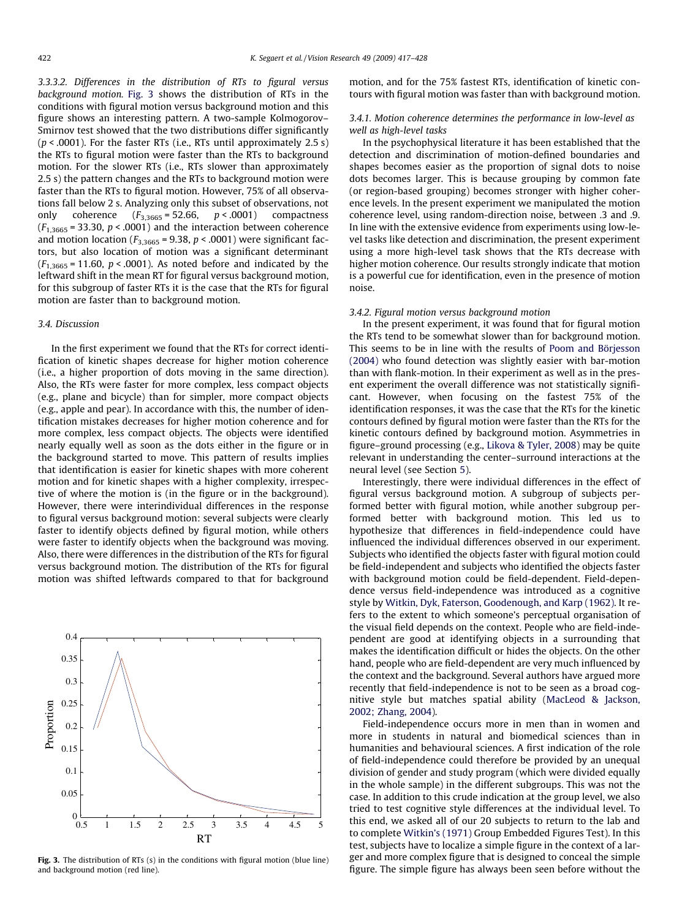*3.3.3.2. Differences in the distribution of RTs to figural versus background motion.* Fig. 3 shows the distribution of RTs in the conditions with figural motion versus background motion and this figure shows an interesting pattern. A two-sample Kolmogorov–Smirnov test showed that the two distributions differ significantly ($p < .0001$). For the faster RTs (i.e., RTs until approximately 2.5 s) the RTs to figural motion were faster than the RTs to background motion. For the slower RTs (i.e., RTs slower than approximately 2.5 s) the pattern changes and the RTs to background motion were faster than the RTs to figural motion. However, 75% of all observations fall below 2 s. Analyzing only this subset of observations, not only coherence ($F_{3,3665} = 52.66$, $p < .0001$) compactness ($F_{1,3665} = 33.30$, $p < .0001$) and the interaction between coherence and motion location ($F_{3,3665} = 9.38$, $p < .0001$) were significant factors, but also location of motion was a significant determinant ($F_{1,3665} = 11.60$, $p < .0001$). As noted before and indicated by the leftward shift in the mean RT for figural versus background motion, for this subgroup of faster RTs it is the case that the RTs for figural motion are faster than to background motion.

### 3.4. Discussion

In the first experiment we found that the RTs for correct identification of kinetic shapes decrease for higher motion coherence (i.e., a higher proportion of dots moving in the same direction). Also, the RTs were faster for more complex, less compact objects (e.g., plane and bicycle) than for simpler, more compact objects (e.g., apple and pear). In accordance with this, the number of identification mistakes decreases for higher motion coherence and for more complex, less compact objects. The objects were identified nearly equally well as soon as the dots either in the figure or in the background started to move. This pattern of results implies that identification is easier for kinetic shapes with more coherent motion and for kinetic shapes with a higher complexity, irrespective of where the motion is (in the figure or in the background). However, there were interindividual differences in the response to figural versus background motion: several subjects were clearly faster to identify objects defined by figural motion, while others were faster to identify objects when the background was moving. Also, there were differences in the distribution of the RTs for figural versus background motion. The distribution of the RTs for figural motion was shifted leftwards compared to that for background motion, and for the 75% fastest RTs, identification of kinetic contours with figural motion was faster than with background motion.

Proportion
0.4
0.35
0.3
0.25
0.2
0.15
0.1
0.05
0
0.5 1 1.5 2 2.5 3 3.5 4 4.5 5
RT

**Fig. 3.** The distribution of RTs (s) in the conditions with figural motion (blue line) and background motion (red line).

#### 3.4.1. Motion coherence determines the performance in low-level as well as high-level tasks

In the psychophysical literature it has been established that the detection and discrimination of motion-defined boundaries and shapes becomes easier as the proportion of signal dots to noise dots becomes larger. This is because grouping by common fate (or region-based grouping) becomes stronger with higher coherence levels. In the present experiment we manipulated the motion coherence level, using random-direction noise, between .3 and .9. In line with the extensive evidence from experiments using low-level tasks like detection and discrimination, the present experiment using a more high-level task shows that the RTs decrease with higher motion coherence. Our results strongly indicate that motion is a powerful cue for identification, even in the presence of motion noise.

#### 3.4.2. Figural motion versus background motion

In the present experiment, it was found that for figural motion the RTs tend to be somewhat slower than for background motion. This seems to be in line with the results of Poom and Börjesson (2004) who found detection was slightly easier with bar-motion than with flank-motion. In their experiment as well as in the present experiment the overall difference was not statistically significant. However, when focusing on the fastest 75% of the identification responses, it was the case that the RTs for the kinetic contours defined by figural motion were faster than the RTs for the kinetic contours defined by background motion. Asymmetries in figure–ground processing (e.g., Likova & Tyler, 2008) may be quite relevant in understanding the center–surround interactions at the neural level (see Section 5).

Interestingly, there were individual differences in the effect of figural versus background motion. A subgroup of subjects performed better with figural motion, while another subgroup performed better with background motion. This led us to hypothesize that differences in field-independence could have influenced the individual differences observed in our experiment. Subjects who identified the objects faster with figural motion could be field-independent and subjects who identified the objects faster with background motion could be field-dependent. Field-dependence versus field-independence was introduced as a cognitive style by Witkin, Dyk, Faterson, Goodenough, and Karp (1962). It refers to the extent to which someone's perceptual organisation of the visual field depends on the context. People who are field-independent are good at identifying objects in a surrounding that makes the identification difficult or hides the objects. On the other hand, people who are field-dependent are very much influenced by the context and the background. Several authors have argued more recently that field-independence is not to be seen as a broad cognitive style but matches spatial ability (MacLeod & Jackson, 2002; Zhang, 2004).

Field-independence occurs more in men than in women and more in students in natural and biomedical sciences than in humanities and behavioural sciences. A first indication of the role of field-independence could therefore be provided by an unequal division of gender and study program (which were divided equally in the whole sample) in the different subgroups. This was not the case. In addition to this crude indication at the group level, we also tried to test cognitive style differences at the individual level. To this end, we asked all of our 20 subjects to return to the lab and to complete Witkin's (1971) Group Embedded Figures Test). In this test, subjects have to localize a simple figure in the context of a larger and more complex figure that is designed to conceal the simple figure. The simple figure has always been seen before without the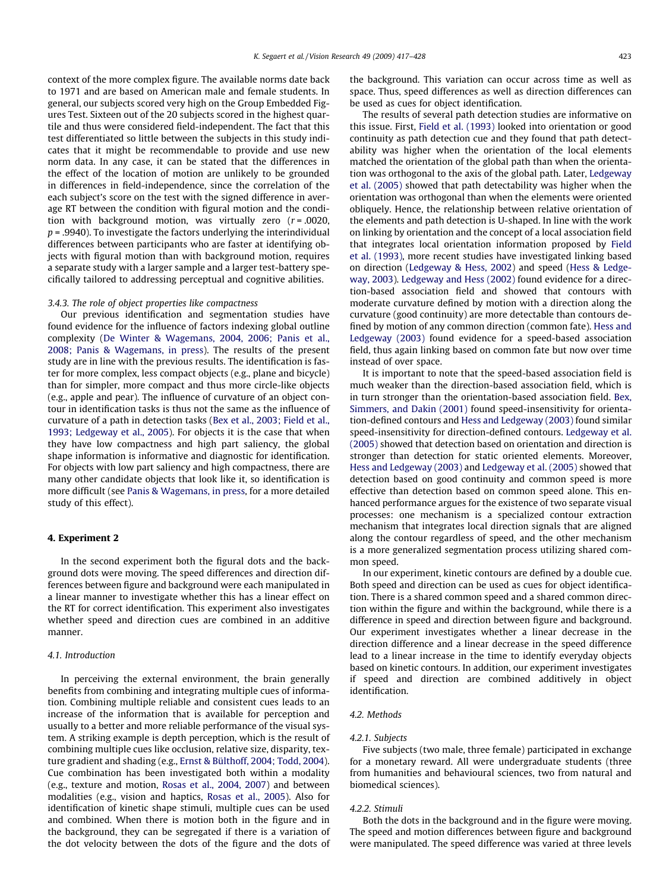context of the more complex figure. The available norms date back to 1971 and are based on American male and female students. In general, our subjects scored very high on the Group Embedded Figures Test. Sixteen out of the 20 subjects scored in the highest quartile and thus were considered field-independent. The fact that this test differentiated so little between the subjects in this study indicates that it might be recommendable to provide and use new norm data. In any case, it can be stated that the differences in the effect of the location of motion are unlikely to be grounded in differences in field-independence, since the correlation of the each subject's score on the test with the signed difference in average RT between the condition with figural motion and the condition with background motion, was virtually zero ($r = .0020$, $p = .9940$). To investigate the factors underlying the interindividual differences between participants who are faster at identifying objects with figural motion than with background motion, requires a separate study with a larger sample and a larger test-battery specifically tailored to addressing perceptual and cognitive abilities.

#### 3.4.3. The role of object properties like compactness

Our previous identification and segmentation studies have found evidence for the influence of factors indexing global outline complexity (De Winter & Wagemans, 2004, 2006; Panis et al., 2008; Panis & Wagemans, in press). The results of the present study are in line with the previous results. The identification is faster for more complex, less compact objects (e.g., plane and bicycle) than for simpler, more compact and thus more circle-like objects (e.g., apple and pear). The influence of curvature of an object contour in identification tasks is thus not the same as the influence of curvature of a path in detection tasks (Bex et al., 2003; Field et al., 1993; Ledgeway et al., 2005). For objects it is the case that when they have low compactness and high part saliency, the global shape information is informative and diagnostic for identification. For objects with low part saliency and high compactness, there are many other candidate objects that look like it, so identification is more difficult (see Panis & Wagemans, in press, for a more detailed study of this effect).

## 4. Experiment 2

In the second experiment both the figural dots and the background dots were moving. The speed differences and direction differences between figure and background were each manipulated in a linear manner to investigate whether this has a linear effect on the RT for correct identification. This experiment also investigates whether speed and direction cues are combined in an additive manner.

### 4.1. Introduction

In perceiving the external environment, the brain generally benefits from combining and integrating multiple cues of information. Combining multiple reliable and consistent cues leads to an increase of the information that is available for perception and usually to a better and more reliable performance of the visual system. A striking example is depth perception, which is the result of combining multiple cues like occlusion, relative size, disparity, texture gradient and shading (e.g., Ernst & Bülthoff, 2004; Todd, 2004). Cue combination has been investigated both within a modality (e.g., texture and motion, Rosas et al., 2004, 2007) and between modalities (e.g., vision and haptics, Rosas et al., 2005). Also for identification of kinetic shape stimuli, multiple cues can be used and combined. When there is motion both in the figure and in the background, they can be segregated if there is a variation of the dot velocity between the dots of the figure and the dots of the background. This variation can occur across time as well as space. Thus, speed differences as well as direction differences can be used as cues for object identification.

The results of several path detection studies are informative on this issue. First, Field et al. (1993) looked into orientation or good continuity as path detection cue and they found that path detectability was higher when the orientation of the local elements matched the orientation of the global path than when the orientation was orthogonal to the axis of the global path. Later, Ledgeway et al. (2005) showed that path detectability was higher when the orientation was orthogonal than when the elements were oriented obliquely. Hence, the relationship between relative orientation of the elements and path detection is U-shaped. In line with the work on linking by orientation and the concept of a local association field that integrates local orientation information proposed by Field et al. (1993), more recent studies have investigated linking based on direction (Ledgeway & Hess, 2002) and speed (Hess & Ledgeway, 2003). Ledgeway and Hess (2002) found evidence for a direction-based association field and showed that contours with moderate curvature defined by motion with a direction along the curvature (good continuity) are more detectable than contours defined by motion of any common direction (common fate). Hess and Ledgeway (2003) found evidence for a speed-based association field, thus again linking based on common fate but now over time instead of over space.

It is important to note that the speed-based association field is much weaker than the direction-based association field, which is in turn stronger than the orientation-based association field. Bex, Simmers, and Dakin (2001) found speed-insensitivity for orientation-defined contours and Hess and Ledgeway (2003) found similar speed-insensitivity for direction-defined contours. Ledgeway et al. (2005) showed that detection based on orientation and direction is stronger than detection for static oriented elements. Moreover, Hess and Ledgeway (2003) and Ledgeway et al. (2005) showed that detection based on good continuity and common speed is more effective than detection based on common speed alone. This enhanced performance argues for the existence of two separate visual processes: one mechanism is a specialized contour extraction mechanism that integrates local direction signals that are aligned along the contour regardless of speed, and the other mechanism is a more generalized segmentation process utilizing shared common speed.

In our experiment, kinetic contours are defined by a double cue. Both speed and direction can be used as cues for object identification. There is a shared common speed and a shared common direction within the figure and within the background, while there is a difference in speed and direction between figure and background. Our experiment investigates whether a linear decrease in the direction difference and a linear decrease in the speed difference lead to a linear increase in the time to identify everyday objects based on kinetic contours. In addition, our experiment investigates if speed and direction are combined additively in object identification.

### 4.2. Methods

#### 4.2.1. Subjects

Five subjects (two male, three female) participated in exchange for a monetary reward. All were undergraduate students (three from humanities and behavioural sciences, two from natural and biomedical sciences).

#### 4.2.2. Stimuli

Both the dots in the background and in the figure were moving. The speed and motion differences between figure and background were manipulated. The speed difference was varied at three levels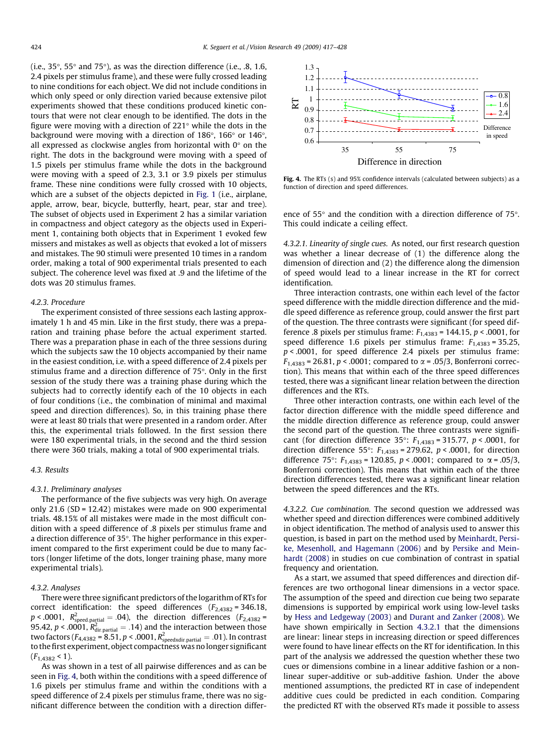(i.e., 35°, 55° and 75°), as was the direction difference (i.e., .8, 1.6, 2.4 pixels per stimulus frame), and these were fully crossed leading to nine conditions for each object. We did not include conditions in which only speed or only direction varied because extensive pilot experiments showed that these conditions produced kinetic contours that were not clear enough to be identified. The dots in the figure were moving with a direction of 221° while the dots in the background were moving with a direction of 186°, 166° or 146°, all expressed as clockwise angles from horizontal with 0° on the right. The dots in the background were moving with a speed of 1.5 pixels per stimulus frame while the dots in the background were moving with a speed of 2.3, 3.1 or 3.9 pixels per stimulus frame. These nine conditions were fully crossed with 10 objects, which are a subset of the objects depicted in Fig. 1 (i.e., airplane, apple, arrow, bear, bicycle, butterfly, heart, pear, star and tree). The subset of objects used in Experiment 2 has a similar variation in compactness and object category as the objects used in Experiment 1, containing both objects that in Experiment 1 evoked few missers and mistakes as well as objects that evoked a lot of missers and mistakes. The 90 stimuli were presented 10 times in a random order, making a total of 900 experimental trials presented to each subject. The coherence level was fixed at .9 and the lifetime of the dots was 20 stimulus frames.

#### 4.2.3. Procedure

The experiment consisted of three sessions each lasting approximately 1 h and 45 min. Like in the first study, there was a preparation and training phase before the actual experiment started. There was a preparation phase in each of the three sessions during which the subjects saw the 10 objects accompanied by their name in the easiest condition, i.e. with a speed difference of 2.4 pixels per stimulus frame and a direction difference of 75°. Only in the first session of the study there was a training phase during which the subjects had to correctly identify each of the 10 objects in each of four conditions (i.e., the combination of minimal and maximal speed and direction differences). So, in this training phase there were at least 80 trials that were presented in a random order. After this, the experimental trials followed. In the first session there were 180 experimental trials, in the second and the third session there were 360 trials, making a total of 900 experimental trials.

### 4.3. Results

#### 4.3.1. Preliminary analyses

The performance of the five subjects was very high. On average only 21.6 (SD = 12.42) mistakes were made on 900 experimental trials. 48.15% of all mistakes were made in the most difficult condition with a speed difference of .8 pixels per stimulus frame and a direction difference of 35°. The higher performance in this experiment compared to the first experiment could be due to many factors (longer lifetime of the dots, longer training phase, many more experimental trials).

#### 4.3.2. Analyses

There were three significant predictors of the logarithm of RTs for correct identification: the speed differences ($F_{2,4382} = 346.18$, $p < .0001$, $R^2_{\text{speed.partial}} = .04$), the direction differences ($F_{2,4382} = 95.42$, $p < .0001$, $R^2_{\text{dir.partial}} = .14$) and the interaction between those two factors ($F_{4,4382} = 8.51$, $p < .0001$, $R^2_{\text{speedxdir.partial}} = .01$). In contrast to the first experiment, object compactness was no longer significant ($F_{1,4382} < 1$).

As was shown in a test of all pairwise differences and as can be seen in Fig. 4, both within the conditions with a speed difference of 1.6 pixels per stimulus frame and within the conditions with a speed difference of 2.4 pixels per stimulus frame, there was no significant difference between the condition with a direction difference of 55° and the condition with a direction difference of 75°. This could indicate a ceiling effect.

**Fig. 4.** The RTs (s) and 95% confidence intervals (calculated between subjects) as a function of direction and speed differences.

##### 4.3.2.1. Linearity of single cues.

As noted, our first research question was whether a linear decrease of (1) the difference along the dimension of direction and (2) the difference along the dimension of speed would lead to a linear increase in the RT for correct identification.

Three interaction contrasts, one within each level of the factor speed difference with the middle direction difference and the middle speed difference as reference group, could answer the first part of the question. The three contrasts were significant (for speed difference .8 pixels per stimulus frame: $F_{1,4383} = 144.15$, $p < .0001$, for speed difference 1.6 pixels per stimulus frame: $F_{1,4383} = 35.25$, $p < .0001$, for speed difference 2.4 pixels per stimulus frame: $F_{1,4383} = 26.81$, $p < .0001$; compared to $\alpha = .05/3$, Bonferroni correction). This means that within each of the three speed differences tested, there was a significant linear relation between the direction differences and the RTs.

Three other interaction contrasts, one within each level of the factor direction difference with the middle speed difference and the middle direction difference as reference group, could answer the second part of the question. The three contrasts were significant (for direction difference 35°: $F_{1,4383} = 315.77$, $p < .0001$, for direction difference 55°: $F_{1,4383} = 279.62$, $p < .0001$, for direction difference 75°: $F_{1,4383} = 120.85$, $p < .0001$; compared to $\alpha = .05/3$, Bonferroni correction). This means that within each of the three direction differences tested, there was a significant linear relation between the speed differences and the RTs.

##### 4.3.2.2. Cue combination.

The second question we addressed was whether speed and direction differences were combined additively in object identification. The method of analysis used to answer this question, is based in part on the method used by Meinhardt, Persike, Mesenholl, and Hagemann (2006) and by Persike and Meinhardt (2008) in studies on cue combination of contrast in spatial frequency and orientation.

As a start, we assumed that speed differences and direction differences are two orthogonal linear dimensions in a vector space. The assumption of the speed and direction cue being two separate dimensions is supported by empirical work using low-level tasks by Hess and Ledgeway (2003) and Durant and Zanker (2008). We have shown empirically in Section 4.3.2.1 that the dimensions are linear: linear steps in increasing direction or speed differences were found to have linear effects on the RT for identification. In this part of the analysis we addressed the question whether these two cues or dimensions combine in a linear additive fashion or a nonlinear super-additive or sub-additive fashion. Under the above mentioned assumptions, the predicted RT in case of independent additive cues could be predicted in each condition. Comparing the predicted RT with the observed RTs made it possible to assess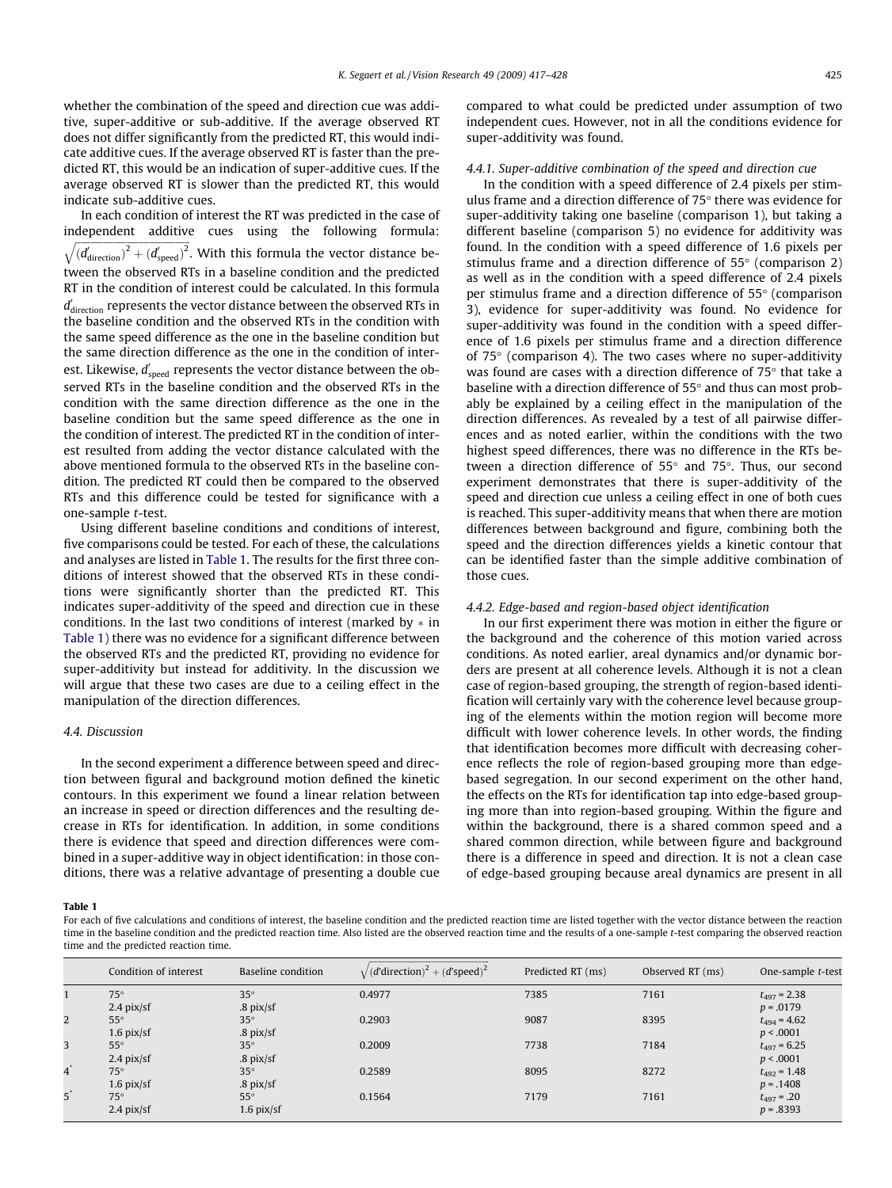whether the combination of the speed and direction cue was additive, super-additive or sub-additive. If the average observed RT does not differ significantly from the predicted RT, this would indicate additive cues. If the average observed RT is faster than the predicted RT, this would be an indication of super-additive cues. If the average observed RT is slower than the predicted RT, this would indicate sub-additive cues.

In each condition of interest the RT was predicted in the case of independent additive cues using the following formula: $\sqrt{(d'_{\text{direction}})^2 + (d'_{\text{speed}})^2}$. With this formula the vector distance between the observed RTs in a baseline condition and the predicted RT in the condition of interest could be calculated. In this formula $d'_{\text{direction}}$ represents the vector distance between the observed RTs in the baseline condition and the observed RTs in the condition with the same speed difference as the one in the baseline condition but the same direction difference as the one in the condition of interest. Likewise, $d'_{\text{speed}}$ represents the vector distance between the observed RTs in the baseline condition and the observed RTs in the condition with the same direction difference as the one in the baseline condition but the same speed difference as the one in the condition of interest. The predicted RT in the condition of interest resulted from adding the vector distance calculated with the above mentioned formula to the observed RTs in the baseline condition. The predicted RT could then be compared to the observed RTs and this difference could be tested for significance with a one-sample *t*-test.

Using different baseline conditions and conditions of interest, five comparisons could be tested. For each of these, the calculations and analyses are listed in Table 1. The results for the first three conditions of interest showed that the observed RTs in these conditions were significantly shorter than the predicted RT. This indicates super-additivity of the speed and direction cue in these conditions. In the last two conditions of interest (marked by * in Table 1) there was no evidence for a significant difference between the observed RTs and the predicted RT, providing no evidence for super-additivity but instead for additivity. In the discussion we will argue that these two cases are due to a ceiling effect in the manipulation of the direction differences.

### 4.4. Discussion

In the second experiment a difference between speed and direction between figural and background motion defined the kinetic contours. In this experiment we found a linear relation between an increase in speed or direction differences and the resulting decrease in RTs for identification. In addition, in some conditions there is evidence that speed and direction differences were combined in a super-additive way in object identification: in those conditions, there was a relative advantage of presenting a double cue compared to what could be predicted under assumption of two independent cues. However, not in all the conditions evidence for super-additivity was found.

#### 4.4.1. Super-additive combination of the speed and direction cue

In the condition with a speed difference of 2.4 pixels per stimulus frame and a direction difference of 75° there was evidence for super-additivity taking one baseline (comparison 1), but taking a different baseline (comparison 5) no evidence for additivity was found. In the condition with a speed difference of 1.6 pixels per stimulus frame and a direction difference of 55° (comparison 2) as well as in the condition with a speed difference of 2.4 pixels per stimulus frame and a direction difference of 55° (comparison 3), evidence for super-additivity was found. No evidence for super-additivity was found in the condition with a speed difference of 1.6 pixels per stimulus frame and a direction difference of 75° (comparison 4). The two cases where no super-additivity was found are cases with a direction difference of 75° that take a baseline with a direction difference of 55° and thus can most probably be explained by a ceiling effect in the manipulation of the direction differences. As revealed by a test of all pairwise differences and as noted earlier, within the conditions with the two highest speed differences, there was no difference in the RTs between a direction difference of 55° and 75°. Thus, our second experiment demonstrates that there is super-additivity of the speed and direction cue unless a ceiling effect in one of both cues is reached. This super-additivity means that when there are motion differences between background and figure, combining both the speed and the direction differences yields a kinetic contour that can be identified faster than the simple additive combination of those cues.

#### 4.4.2. Edge-based and region-based object identification

In our first experiment there was motion in either the figure or the background and the coherence of this motion varied across conditions. As noted earlier, areal dynamics and/or dynamic borders are present at all coherence levels. Although it is not a clean case of region-based grouping, the strength of region-based identification will certainly vary with the coherence level because grouping of the elements within the motion region will become more difficult with lower coherence levels. In other words, the finding that identification becomes more difficult with decreasing coherence reflects the role of region-based grouping more than edge-based segregation. In our second experiment on the other hand, the effects on the RTs for identification tap into edge-based grouping more than into region-based grouping. Within the figure and within the background, there is a shared common speed and a shared common direction, while between figure and background there is a difference in speed and direction. It is not a clean case of edge-based grouping because areal dynamics are present in all

**Table 1**
For each of five calculations and conditions of interest, the baseline condition and the predicted reaction time are listed together with the vector distance between the reaction time in the baseline condition and the predicted reaction time. Also listed are the observed reaction time and the results of a one-sample *t*-test comparing the observed reaction time and the predicted reaction time.

| | Condition of interest | Baseline condition | $\sqrt{(d'\text{direction})^2 + (d'\text{speed})^2}$ | Predicted RT (ms) | Observed RT (ms) | One-sample *t*-test |
|---|---|---|---|---|---|---|
| 1 | 75° 2.4 pix/sf | 35° .8 pix/sf | 0.4977 | 7385 | 7161 | $t_{497} = 2.38$ $p = .0179$ |
| 2 | 55° 1.6 pix/sf | 35° .8 pix/sf | 0.2903 | 9087 | 8395 | $t_{494} = 4.62$ $p < .0001$ |
| 3 | 55° 2.4 pix/sf | 35° .8 pix/sf | 0.2009 | 7738 | 7184 | $t_{497} = 6.25$ $p < .0001$ |
| 4* | 75° 1.6 pix/sf | 35° .8 pix/sf | 0.2589 | 8095 | 8272 | $t_{492} = 1.48$ $p = .1408$ |
| 5* | 75° 2.4 pix/sf | 55° 1.6 pix/sf | 0.1564 | 7179 | 7161 | $t_{497} = .20$ $p = .8393$ |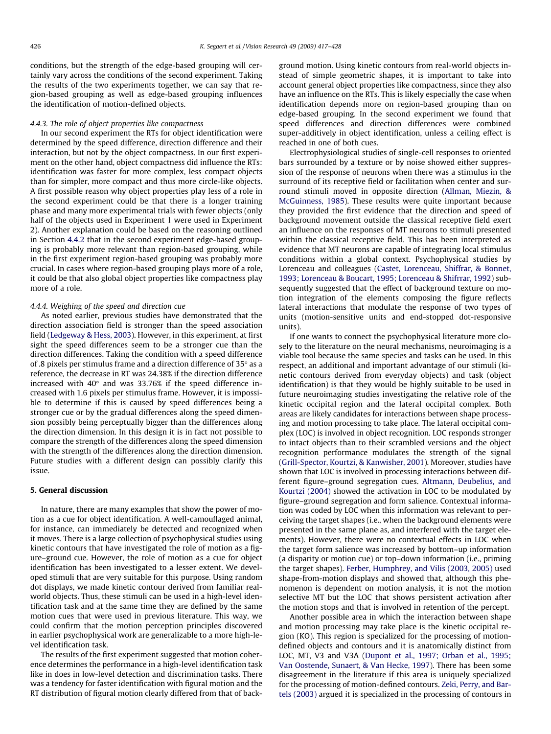conditions, but the strength of the edge-based grouping will certainly vary across the conditions of the second experiment. Taking the results of the two experiments together, we can say that region-based grouping as well as edge-based grouping influences the identification of motion-defined objects.

#### 4.4.3. The role of object properties like compactness

In our second experiment the RTs for object identification were determined by the speed difference, direction difference and their interaction, but not by the object compactness. In our first experiment on the other hand, object compactness did influence the RTs: identification was faster for more complex, less compact objects than for simpler, more compact and thus more circle-like objects. A first possible reason why object properties play less of a role in the second experiment could be that there is a longer training phase and many more experimental trials with fewer objects (only half of the objects used in Experiment 1 were used in Experiment 2). Another explanation could be based on the reasoning outlined in Section 4.4.2 that in the second experiment edge-based grouping is probably more relevant than region-based grouping, while in the first experiment region-based grouping was probably more crucial. In cases where region-based grouping plays more of a role, it could be that also global object properties like compactness play more of a role.

#### 4.4.4. Weighing of the speed and direction cue

As noted earlier, previous studies have demonstrated that the direction association field is stronger than the speed association field (Ledgeway & Hess, 2003). However, in this experiment, at first sight the speed differences seem to be a stronger cue than the direction differences. Taking the condition with a speed difference of .8 pixels per stimulus frame and a direction difference of 35° as a reference, the decrease in RT was 24.38% if the direction difference increased with 40° and was 33.76% if the speed difference increased with 1.6 pixels per stimulus frame. However, it is impossible to determine if this is caused by speed differences being a stronger cue or by the gradual differences along the speed dimension possibly being perceptually bigger than the differences along the direction dimension. In this design it is in fact not possible to compare the strength of the differences along the speed dimension with the strength of the differences along the direction dimension. Future studies with a different design can possibly clarify this issue.

## 5. General discussion

In nature, there are many examples that show the power of motion as a cue for object identification. A well-camouflaged animal, for instance, can immediately be detected and recognized when it moves. There is a large collection of psychophysical studies using kinetic contours that have investigated the role of motion as a figure–ground cue. However, the role of motion as a cue for object identification has been investigated to a lesser extent. We developed stimuli that are very suitable for this purpose. Using random dot displays, we made kinetic contour derived from familiar real-world objects. Thus, these stimuli can be used in a high-level identification task and at the same time they are defined by the same motion cues that were used in previous literature. This way, we could confirm that the motion perception principles discovered in earlier psychophysical work are generalizable to a more high-level identification task.

The results of the first experiment suggested that motion coherence determines the performance in a high-level identification task like in does in low-level detection and discrimination tasks. There was a tendency for faster identification with figural motion and the RT distribution of figural motion clearly differed from that of background motion. Using kinetic contours from real-world objects instead of simple geometric shapes, it is important to take into account general object properties like compactness, since they also have an influence on the RTs. This is likely especially the case when identification depends more on region-based grouping than on edge-based grouping. In the second experiment we found that speed differences and direction differences were combined super-additively in object identification, unless a ceiling effect is reached in one of both cues.

Electrophysiological studies of single-cell responses to oriented bars surrounded by a texture or by noise showed either suppression of the response of neurons when there was a stimulus in the surround of its receptive field or facilitation when center and surround stimuli moved in opposite direction (Allman, Miezin, & McGuinness, 1985). These results were quite important because they provided the first evidence that the direction and speed of background movement outside the classical receptive field exert an influence on the responses of MT neurons to stimuli presented within the classical receptive field. This has been interpreted as evidence that MT neurons are capable of integrating local stimulus conditions within a global context. Psychophysical studies by Lorenceau and colleagues (Castet, Lorenceau, Shiffrar, & Bonnet, 1993; Lorenceau & Boucart, 1995; Lorenceau & Shiffrar, 1992) subsequently suggested that the effect of background texture on motion integration of the elements composing the figure reflects lateral interactions that modulate the response of two types of units (motion-sensitive units and end-stopped dot-responsive units).

If one wants to connect the psychophysical literature more closely to the literature on the neural mechanisms, neuroimaging is a viable tool because the same species and tasks can be used. In this respect, an additional and important advantage of our stimuli (kinetic contours derived from everyday objects) and task (object identification) is that they would be highly suitable to be used in future neuroimaging studies investigating the relative role of the kinetic occipital region and the lateral occipital complex. Both areas are likely candidates for interactions between shape processing and motion processing to take place. The lateral occipital complex (LOC) is involved in object recognition. LOC responds stronger to intact objects than to their scrambled versions and the object recognition performance modulates the strength of the signal (Grill-Spector, Kourtzi, & Kanwisher, 2001). Moreover, studies have shown that LOC is involved in processing interactions between different figure–ground segregation cues. Altmann, Deubelius, and Kourtzi (2004) showed the activation in LOC to be modulated by figure–ground segregation and form salience. Contextual information was coded by LOC when this information was relevant to perceiving the target shapes (i.e., when the background elements were presented in the same plane as, and interfered with the target elements). However, there were no contextual effects in LOC when the target form salience was increased by bottom–up information (a disparity or motion cue) or top–down information (i.e., priming the target shapes). Ferber, Humphrey, and Vilis (2003, 2005) used shape-from-motion displays and showed that, although this phenomenon is dependent on motion analysis, it is not the motion selective MT but the LOC that shows persistent activation after the motion stops and that is involved in retention of the percept.

Another possible area in which the interaction between shape and motion processing may take place is the kinetic occipital region (KO). This region is specialized for the processing of motion-defined objects and contours and it is anatomically distinct from LOC, MT, V3 and V3A (Dupont et al., 1997; Orban et al., 1995; Van Oostende, Sunaert, & Van Hecke, 1997). There has been some disagreement in the literature if this area is uniquely specialized for the processing of motion-defined contours. Zeki, Perry, and Bartels (2003) argued it is specialized in the processing of contours in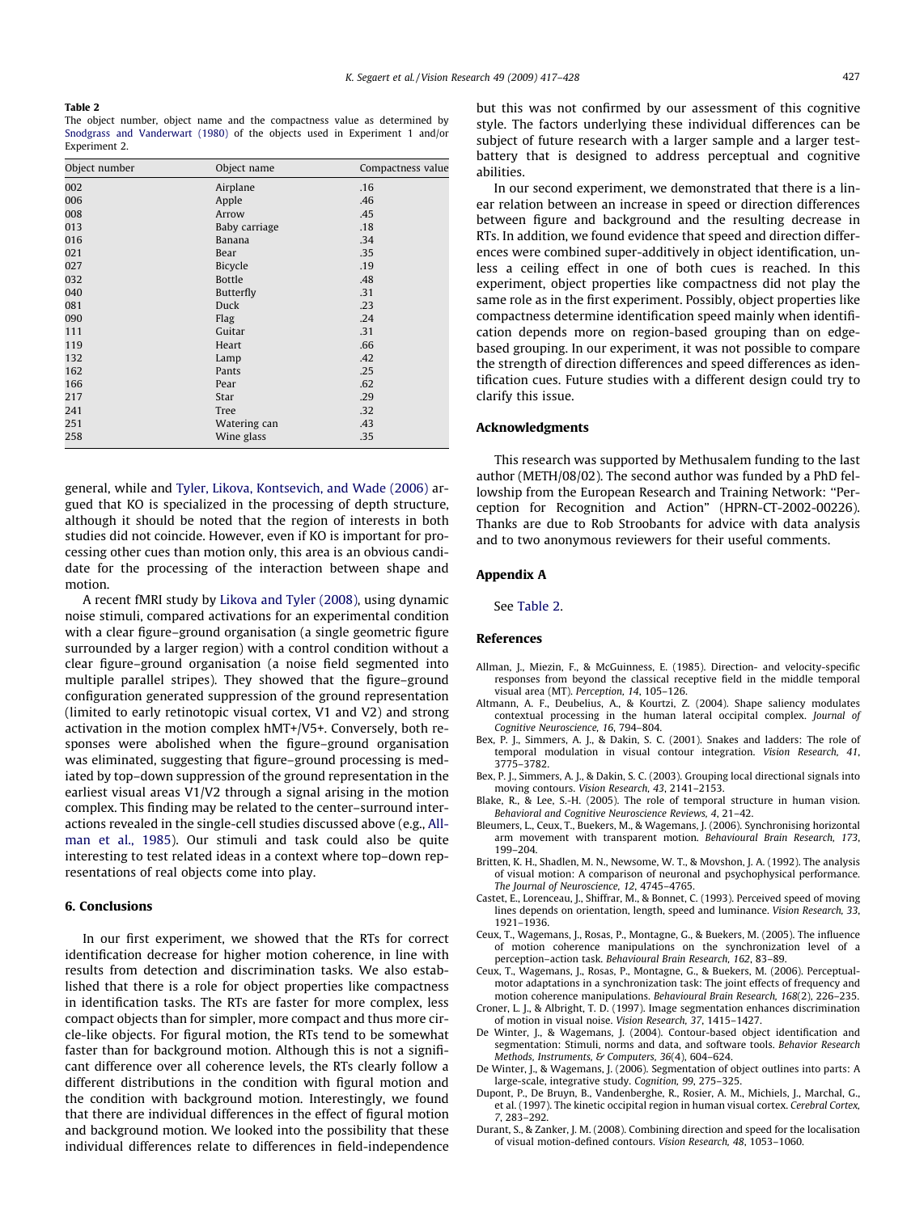**Table 2**
The object number, object name and the compactness value as determined by Snodgrass and Vanderwart (1980) of the objects used in Experiment 1 and/or Experiment 2.

| Object number | Object name | Compactness value |
|---|---|---|
| 002 | Airplane | .16 |
| 006 | Apple | .46 |
| 008 | Arrow | .45 |
| 013 | Baby carriage | .18 |
| 016 | Banana | .34 |
| 021 | Bear | .35 |
| 027 | Bicycle | .19 |
| 032 | Bottle | .48 |
| 040 | Butterfly | .31 |
| 081 | Duck | .23 |
| 090 | Flag | .24 |
| 111 | Guitar | .31 |
| 119 | Heart | .66 |
| 132 | Lamp | .42 |
| 162 | Pants | .25 |
| 166 | Pear | .62 |
| 217 | Star | .29 |
| 241 | Tree | .32 |
| 251 | Watering can | .43 |
| 258 | Wine glass | .35 |

general, while and Tyler, Likova, Kontsevich, and Wade (2006) argued that KO is specialized in the processing of depth structure, although it should be noted that the region of interests in both studies did not coincide. However, even if KO is important for processing other cues than motion only, this area is an obvious candidate for the processing of the interaction between shape and motion.

A recent fMRI study by Likova and Tyler (2008), using dynamic noise stimuli, compared activations for an experimental condition with a clear figure–ground organisation (a single geometric figure surrounded by a larger region) with a control condition without a clear figure–ground organisation (a noise field segmented into multiple parallel stripes). They showed that the figure–ground configuration generated suppression of the ground representation (limited to early retinotopic visual cortex, V1 and V2) and strong activation in the motion complex hMT+/V5+. Conversely, both responses were abolished when the figure–ground organisation was eliminated, suggesting that figure–ground processing is mediated by top–down suppression of the ground representation in the earliest visual areas V1/V2 through a signal arising in the motion complex. This finding may be related to the center–surround interactions revealed in the single-cell studies discussed above (e.g., Allman et al., 1985). Our stimuli and task could also be quite interesting to test related ideas in a context where top–down representations of real objects come into play.

## 6. Conclusions

In our first experiment, we showed that the RTs for correct identification decrease for higher motion coherence, in line with results from detection and discrimination tasks. We also established that there is a role for object properties like compactness in identification tasks. The RTs are faster for more complex, less compact objects than for simpler, more compact and thus more circle-like objects. For figural motion, the RTs tend to be somewhat faster than for background motion. Although this is not a significant difference over all coherence levels, the RTs clearly follow a different distributions in the condition with figural motion and the condition with background motion. Interestingly, we found that there are individual differences in the effect of figural motion and background motion. We looked into the possibility that these individual differences relate to differences in field-independence but this was not confirmed by our assessment of this cognitive style. The factors underlying these individual differences can be subject of future research with a larger sample and a larger test-battery that is designed to address perceptual and cognitive abilities.

In our second experiment, we demonstrated that there is a linear relation between an increase in speed or direction differences between figure and background and the resulting decrease in RTs. In addition, we found evidence that speed and direction differences were combined super-additively in object identification, unless a ceiling effect in one of both cues is reached. In this experiment, object properties like compactness did not play the same role as in the first experiment. Possibly, object properties like compactness determine identification speed mainly when identification depends more on region-based grouping than on edge-based grouping. In our experiment, it was not possible to compare the strength of direction differences and speed differences as identification cues. Future studies with a different design could try to clarify this issue.

## Acknowledgments

This research was supported by Methusalem funding to the last author (METH/08/02). The second author was funded by a PhD fellowship from the European Research and Training Network: "Perception for Recognition and Action" (HPRN-CT-2002-00226). Thanks are due to Rob Stroobants for advice with data analysis and to two anonymous reviewers for their useful comments.

## Appendix A

See Table 2.

## References

Allman, J., Miezin, F., & McGuinness, E. (1985). Direction- and velocity-specific responses from beyond the classical receptive field in the middle temporal visual area (MT). *Perception, 14*, 105–126.

Altmann, A. F., Deubelius, A., & Kourtzi, Z. (2004). Shape saliency modulates contextual processing in the human lateral occipital complex. *Journal of Cognitive Neuroscience, 16*, 794–804.

Bex, P. J., Simmers, A. J., & Dakin, S. C. (2001). Snakes and ladders: The role of temporal modulation in visual contour integration. *Vision Research, 41*, 3775–3782.

Bex, P. J., Simmers, A. J., & Dakin, S. C. (2003). Grouping local directional signals into moving contours. *Vision Research, 43*, 2141–2153.

Blake, R., & Lee, S.-H. (2005). The role of temporal structure in human vision. *Behavioral and Cognitive Neuroscience Reviews, 4*, 21–42.

Bleumers, L., Ceux, T., Buekers, M., & Wagemans, J. (2006). Synchronising horizontal arm movement with transparent motion. *Behavioural Brain Research, 173*, 199–204.

Britten, K. H., Shadlen, M. N., Newsome, W. T., & Movshon, J. A. (1992). The analysis of visual motion: A comparison of neuronal and psychophysical performance. *The Journal of Neuroscience, 12*, 4745–4765.

Castet, E., Lorenceau, J., Shiffrar, M., & Bonnet, C. (1993). Perceived speed of moving lines depends on orientation, length, speed and luminance. *Vision Research, 33*, 1921–1936.

Ceux, T., Wagemans, J., Rosas, P., Montagne, G., & Buekers, M. (2005). The influence of motion coherence manipulations on the synchronization level of a perception–action task. *Behavioural Brain Research, 162*, 83–89.

Ceux, T., Wagemans, J., Rosas, P., Montagne, G., & Buekers, M. (2006). Perceptual-motor adaptations in a synchronization task: The joint effects of frequency and motion coherence manipulations. *Behavioural Brain Research, 168*(2), 226–235.

Croner, L. J., & Albright, T. D. (1997). Image segmentation enhances discrimination of motion in visual noise. *Vision Research, 37*, 1415–1427.

De Winter, J., & Wagemans, J. (2004). Contour-based object identification and segmentation: Stimuli, norms and data, and software tools. *Behavior Research Methods, Instruments, & Computers, 36*(4), 604–624.

De Winter, J., & Wagemans, J. (2006). Segmentation of object outlines into parts: A large-scale, integrative study. *Cognition, 99*, 275–325.

Dupont, P., De Bruyn, B., Vandenberghe, R., Rosier, A. M., Michiels, J., Marchal, G., et al. (1997). The kinetic occipital region in human visual cortex. *Cerebral Cortex, 7*, 283–292.

Durant, S., & Zanker, J. M. (2008). Combining direction and speed for the localisation of visual motion-defined contours. *Vision Research, 48*, 1053–1060.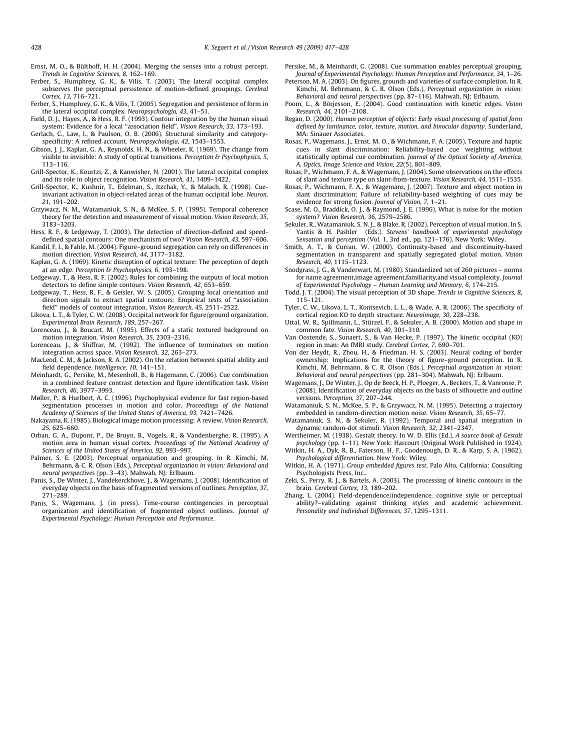Ernst, M. O., & Bülthoff, H. H. (2004). Merging the senses into a robust percept. *Trends in Cognitive Sciences, 8*, 162–169.

Ferber, S., Humphrey, G. K., & Vilis, T. (2003). The lateral occipital complex subserves the perceptual persistence of motion-defined groupings. *Cerebral Cortex, 13*, 716–721.

Ferber, S., Humphrey, G. K., & Vilis, T. (2005). Segregation and persistence of form in the lateral occipital complex. *Neuropsychologia, 43*, 41–51.

Field, D. J., Hayes, A., & Hess, R. F. (1993). Contour integration by the human visual system: Evidence for a local "association field". *Vision Research, 33*, 173–193.

Gerlach, C., Law, I., & Paulson, O. B. (2006). Structural similarity and category-specificity: A refined account. *Neuropsychologia, 42*, 1543–1553.

Gibson, J. J., Kaplan, G. A., Reynolds, H. N., & Wheeler, K. (1969). The change from visible to invisible: A study of optical transitions. *Perception & Psychophysics, 5*, 113–116.

Grill-Spector, K., Kourtzi, Z., & Kanwisher, N. (2001). The lateral occipital complex and its role in object recognition. *Vision Research, 41*, 1409–1422.

Grill-Spector, K., Kushnir, T., Edelman, S., Itzchak, Y., & Malach, R. (1998). Cue-invariant activation in object-related areas of the human occipital lobe. *Neuron, 21*, 191–202.

Grzywacz, N. M., Watamaniuk, S. N., & McKee, S. P. (1995). Temporal coherence theory for the detection and measurement of visual motion. *Vision Research, 35*, 3183–3203.

Hess, R. F., & Ledgeway, T. (2003). The detection of direction-defined and speed-defined spatial contours: One mechanism of two? *Vision Research, 43*, 597–606.

Kandil, F. I., & Fahle, M. (2004). Figure–ground segregation can rely on differences in motion direction. *Vision Research, 44*, 3177–3182.

Kaplan, G. A. (1969). Kinetic disruption of optical texture: The perception of depth at an edge. *Perception & Psychophysics, 6*, 193–198.

Ledgeway, T., & Hess, R. F. (2002). Rules for combining the outputs of local motion detectors to define simple contours. *Vision Research, 42*, 653–659.

Ledgeway, T., Hess, R. F., & Geisler, W. S. (2005). Grouping local orientation and direction signals to extract spatial contours: Empirical tests of "association field" models of contour integration. *Vision Research, 45*, 2511–2522.

Likova, L. T., & Tyler, C. W. (2008). Occipital network for figure/ground organization. *Experimental Brain Research, 189*, 257–267.

Lorenceau, J., & Boucart, M. (1995). Effects of a static textured background on motion integration. *Vision Research, 35*, 2303–2316.

Lorenceau, J., & Shiffrar, M. (1992). The influence of terminators on motion integration across space. *Vision Research, 32*, 263–273.

MacLeod, C. M., & Jackson, R. A. (2002). On the relation between spatial ability and field dependence. *Intelligence, 10*, 141–151.

Meinhardt, G., Persike, M., Mesenholl, B., & Hagemann, C. (2006). Cue combination in a combined feature contrast detection and figure identification task. *Vision Research, 46*, 3977–3993.

Møller, P., & Hurlbert, A. C. (1996). Psychophysical evidence for fast region-based segmentation processes in motion and color. *Proceedings of the National Academy of Sciences of the United States of America, 93*, 7421–7426.

Nakayama, K. (1985). Biological image motion processing: A review. *Vision Research, 25*, 625–660.

Orban, G. A., Dupont, P., De Bruyn, B., Vogels, R., & Vandenberghe, R. (1995). A motion area in human visual cortex. *Proceedings of the National Academy of Sciences of the United States of America, 92*, 993–997.

Palmer, S. E. (2003). Perceptual organization and grouping. In R. Kimchi, M. Behrmann, & C. R. Olson (Eds.), *Perceptual organization in vision: Behavioral and neural perspectives* (pp. 3–43). Mahwah, NJ: Erlbaum.

Panis, S., De Winter, J., Vandekerckhove, J., & Wagemans, J. (2008). Identification of everyday objects on the basis of fragmented versions of outlines. *Perception, 37*, 271–289.

Panis, S., Wagemans, J. (in press). Time-course contingencies in perceptual organization and identification of fragmented object outlines. *Journal of Experimental Psychology: Human Perception and Performance*.

Persike, M., & Meinhardt, G. (2008). Cue summation enables perceptual grouping. *Journal of Experimental Psychology: Human Perception and Performance, 34*, 1–26.

Peterson, M. A. (2003). On figures, grounds and varieties of surface completion. In R. Kimchi, M. Behrmann, & C. R. Olson (Eds.), *Perceptual organization in vision: Behavioral and neural perspectives* (pp. 87–116). Mahwah, NJ: Erlbaum.

Poom, L., & Börjesson, E. (2004). Good continuation with kinetic edges. *Vision Research, 44*, 2101–2108.

Regan, D. (2000). *Human perception of objects: Early visual processing of spatial form defined by luminance, color, texture, motion, and binocular disparity*. Sunderland, MA: Sinauer Associates.

Rosas, P., Wagemans, J., Ernst, M. O., & Wichmann, F. A. (2005). Texture and haptic cues in slant discrimination: Reliability-based cue weighting without statistically optimal cue combination. *Journal of the Optical Society of America, A. Optics, Image Science and Vision, 22*(5), 801–809.

Rosas, P., Wichmann, F. A., & Wagemans, J. (2004). Some observations on the effects of slant and texture type on slant-from-texture. *Vision Research, 44*, 1511–1535.

Rosas, P., Wichmann, F. A., & Wagemans, J. (2007). Texture and object motion in slant discrimination: Failure of reliability-based weighting of cues may be evidence for strong fusion. *Journal of Vision, 7*, 1–21.

Scase, M. O., Braddick, O. J., & Raymond, J. E. (1996). What is noise for the motion system? *Vision Research, 36*, 2579–2586.

Sekuler, R., Watamaniuk, S. N. J., & Blake, R. (2002). Perception of visual motion. In S. Yantis & H. Pashler (Eds.). *Stevens' handbook of experimental psychology Sensation and perception* (Vol. 1, 3rd ed., pp. 121–176). New York: Wiley.

Smith, A. T., & Curran, W. (2000). Continuity-based and discontinuity-based segmentation in transparent and spatially segregated global motion. *Vision Research, 40*, 1115–1123.

Snodgrass, J. G., & Vanderwart, M. (1980). Standardized set of 260 pictures – norms for name agreement,image agreement,familiarity,and visual complexity. *Journal of Experimental Psychology – Human Learning and Memory, 6*, 174–215.

Todd, J. T. (2004). The visual perception of 3D shape. *Trends in Cognitive Sciences, 8*, 115–121.

Tyler, C. W., Likova, L. T., Kontsevich, L. L., & Wade, A. R. (2006). The specificity of cortical region KO to depth structure. *Neuroimage, 30*, 228–238.

Uttal, W. R., Spillmann, L., Stürzel, F., & Sekuler, A. B. (2000). Motion and shape in common fate. *Vision Research, 40*, 301–310.

Van Oostende, S., Sunaert, S., & Van Hecke, P. (1997). The kinetic occipital (KO) region in man: An fMRI study. *Cerebral Cortex, 7*, 690–701.

Von der Heydt, R., Zhou, H., & Friedman, H. S. (2003). Neural coding of border ownership: Implications for the theory of figure–ground perception. In R. Kimchi, M. Behrmann, & C. R. Olson (Eds.), *Perceptual organization in vision: Behavioral and neural perspectives* (pp. 281–304). Mahwah, NJ: Erlbaum.

Wagemans, J., De Winter, J., Op de Beeck, H. P., Ploeger, A., Beckers, T., & Vanroose, P. (2008). Identification of everyday objects on the basis of silhouette and outline versions. *Perception, 37*, 207–244.

Watamaniuk, S. N., McKee, S. P., & Grzywacz, N. M. (1995). Detecting a trajectory embedded in random-direction motion noise. *Vision Research, 35*, 65–77.

Watamaniuk, S. N., & Sekuler, R. (1992). Temporal and spatial integration in dynamic random-dot stimuli. *Vision Research, 32*, 2341–2347.

Wertheimer, M. (1938). Gestalt theory. In W. D. Ellis (Ed.), *A source book of Gestalt psychology* (pp. 1–11). New York: Harcourt (Original Work Published in 1924).

Witkin, H. A., Dyk, R. B., Faterson, H. F., Goodenough, D. R., & Karp, S. A. (1962). *Psychological differentiation*. New York: Wiley.

Witkin, H. A. (1971). *Group embedded figures test*. Palo Alto, California: Consulting Psychologists Press, Inc..

Zeki, S., Perry, R. J., & Bartels, A. (2003). The processing of kinetic contours in the brain. *Cerebral Cortex, 13*, 189–202.

Zhang, L. (2004). Field-dependence/independence. cognitive style or perceptual ability?–validating against thinking styles and academic achievement. *Personality and Individual Differences, 37*, 1295–1311.